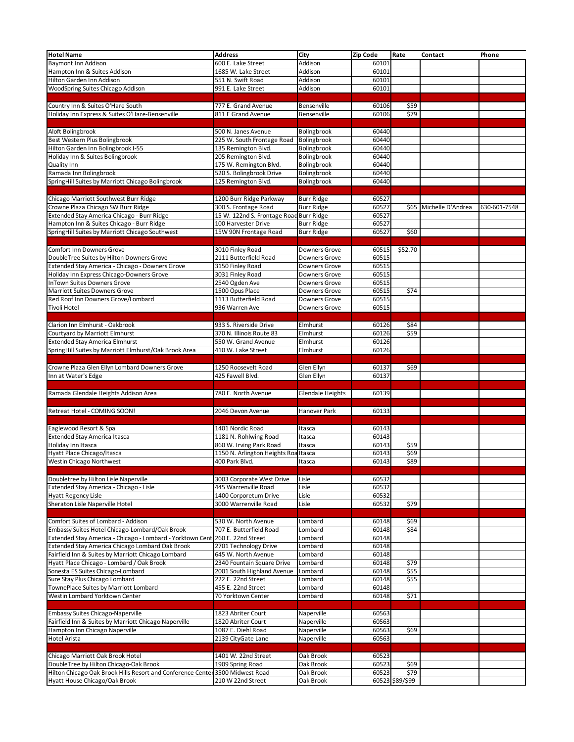| Hotel Name | Address | City | Zip Code | Rate | Contact | Phone |
|---|---|---|---|---|---|---|
| Baymont Inn Addison | 600 E. Lake Street | Addison | 60101 | | | |
| Hampton Inn & Suites Addison | 1685 W. Lake Street | Addison | 60101 | | | |
| Hilton Garden Inn Addison | 551 N. Swift Road | Addison | 60101 | | | |
| WoodSpring Suites Chicago Addison | 991 E. Lake Street | Addison | 60101 | | | |
| | | | | | | |
| Country Inn & Suites O'Hare South | 777 E. Grand Avenue | Bensenville | 60106 | $59 | | |
| Holiday Inn Express & Suites O'Hare-Bensenville | 811 E Grand Avenue | Bensenville | 60106 | $79 | | |
| | | | | | | |
| Aloft Bolingbrook | 500 N. Janes Avenue | Bolingbrook | 60440 | | | |
| Best Western Plus Bolingbrook | 225 W. South Frontage Road | Bolingbrook | 60440 | | | |
| Hilton Garden Inn Bolingbrook I-55 | 135 Remington Blvd. | Bolingbrook | 60440 | | | |
| Holiday Inn & Suites Bolingbrook | 205 Remington Blvd. | Bolingbrook | 60440 | | | |
| Quality Inn | 175 W. Remington Blvd. | Bolingbrook | 60440 | | | |
| Ramada Inn Bolingbrook | 520 S. Bolingbrook Drive | Bolingbrook | 60440 | | | |
| SpringHill Suites by Marriott Chicago Bolingbrook | 125 Remington Blvd. | Bolingbrook | 60440 | | | |
| | | | | | | |
| Chicago Marriott Southwest Burr Ridge | 1200 Burr Ridge Parkway | Burr Ridge | 60527 | | | |
| Crowne Plaza Chicago SW Burr Ridge | 300 S. Frontage Road | Burr Ridge | 60527 | $65 | Michelle D'Andrea | 630-601-7548 |
| Extended Stay America Chicago - Burr Ridge | 15 W. 122nd S. Frontage Road | Burr Ridge | 60527 | | | |
| Hampton Inn & Suites Chicago - Burr Ridge | 100 Harvester Drive | Burr Ridge | 60527 | | | |
| SpringHill Suites by Marriott Chicago Southwest | 15W 90N Frontage Road | Burr Ridge | 60527 | $60 | | |
| | | | | | | |
| Comfort Inn Downers Grove | 3010 Finley Road | Downers Grove | 60515 | $52.70 | | |
| DoubleTree Suites by Hilton Downers Grove | 2111 Butterfield Road | Downers Grove | 60515 | | | |
| Extended Stay America - Chicago - Downers Grove | 3150 Finley Road | Downers Grove | 60515 | | | |
| Holiday Inn Express Chicago-Downers Grove | 3031 Finley Road | Downers Grove | 60515 | | | |
| InTown Suites Downers Grove | 2540 Ogden Ave | Downers Grove | 60515 | | | |
| Marriott Suites Downers Grove | 1500 Opus Place | Downers Grove | 60515 | $74 | | |
| Red Roof Inn Downers Grove/Lombard | 1113 Butterfield Road | Downers Grove | 60515 | | | |
| Tivoli Hotel | 936 Warren Ave | Downers Grove | 60515 | | | |
| | | | | | | |
| Clarion Inn Elmhurst - Oakbrook | 933 S. Riverside Drive | Elmhurst | 60126 | $84 | | |
| Courtyard by Marriott Elmhurst | 370 N. Illinois Route 83 | Elmhurst | 60126 | $59 | | |
| Extended Stay America Elmhurst | 550 W. Grand Avenue | Elmhurst | 60126 | | | |
| SpringHill Suites by Marriott Elmhurst/Oak Brook Area | 410 W. Lake Street | Elmhurst | 60126 | | | |
| | | | | | | |
| Crowne Plaza Glen Ellyn Lombard Downers Grove | 1250 Roosevelt Road | Glen Ellyn | 60137 | $69 | | |
| Inn at Water's Edge | 425 Fawell Blvd. | Glen Ellyn | 60137 | | | |
| | | | | | | |
| Ramada Glendale Heights Addison Area | 780 E. North Avenue | Glendale Heights | 60139 | | | |
| | | | | | | |
| Retreat Hotel - COMING SOON! | 2046 Devon Avenue | Hanover Park | 60133 | | | |
| | | | | | | |
| Eaglewood Resort & Spa | 1401 Nordic Road | Itasca | 60143 | | | |
| Extended Stay America Itasca | 1181 N. Rohlwing Road | Itasca | 60143 | | | |
| Holiday Inn Itasca | 860 W. Irving Park Road | Itasca | 60143 | $59 | | |
| Hyatt Place Chicago/Itasca | 1150 N. Arlington Heights Road | Itasca | 60143 | $69 | | |
| Westin Chicago Northwest | 400 Park Blvd. | Itasca | 60143 | $89 | | |
| | | | | | | |
| Doubletree by Hilton Lisle Naperville | 3003 Corporate West Drive | Lisle | 60532 | | | |
| Extended Stay America - Chicago - Lisle | 445 Warrenville Road | Lisle | 60532 | | | |
| Hyatt Regency Lisle | 1400 Corporetum Drive | Lisle | 60532 | | | |
| Sheraton Lisle Naperville Hotel | 3000 Warrenville Road | Lisle | 60532 | $79 | | |
| | | | | | | |
| Comfort Suites of Lombard - Addison | 530 W. North Avenue | Lombard | 60148 | $69 | | |
| Embassy Suites Hotel Chicago-Lombard/Oak Brook | 707 E. Butterfield Road | Lombard | 60148 | $84 | | |
| Extended Stay America - Chicago - Lombard - Yorktown Cent | 260 E. 22nd Street | Lombard | 60148 | | | |
| Extended Stay America Chicago Lombard Oak Brook | 2701 Technology Drive | Lombard | 60148 | | | |
| Fairfield Inn & Suites by Marriott Chicago Lombard | 645 W. North Avenue | Lombard | 60148 | | | |
| Hyatt Place Chicago - Lombard / Oak Brook | 2340 Fountain Square Drive | Lombard | 60148 | $79 | | |
| Sonesta ES Suites Chicago-Lombard | 2001 South Highland Avenue | Lombard | 60148 | $55 | | |
| Sure Stay Plus Chicago Lombard | 222 E. 22nd Street | Lombard | 60148 | $55 | | |
| TownePlace Suites by Marriott Lombard | 455 E. 22nd Street | Lombard | 60148 | | | |
| Westin Lombard Yorktown Center | 70 Yorktown Center | Lombard | 60148 | $71 | | |
| | | | | | | |
| Embassy Suites Chicago-Naperville | 1823 Abriter Court | Naperville | 60563 | | | |
| Fairfield Inn & Suites by Marriott Chicago Naperville | 1820 Abriter Court | Naperville | 60563 | | | |
| Hampton Inn Chicago Naperville | 1087 E. Diehl Road | Naperville | 60563 | $69 | | |
| Hotel Arista | 2139 CityGate Lane | Naperville | 60563 | | | |
| | | | | | | |
| Chicago Marriott Oak Brook Hotel | 1401 W. 22nd Street | Oak Brook | 60523 | | | |
| DoubleTree by Hilton Chicago-Oak Brook | 1909 Spring Road | Oak Brook | 60523 | $69 | | |
| Hilton Chicago Oak Brook Hills Resort and Conference Center | 3500 Midwest Road | Oak Brook | 60523 | $79 | | |
| Hyatt House Chicago/Oak Brook | 210 W 22nd Street | Oak Brook | 60523 | $89/$99 | | |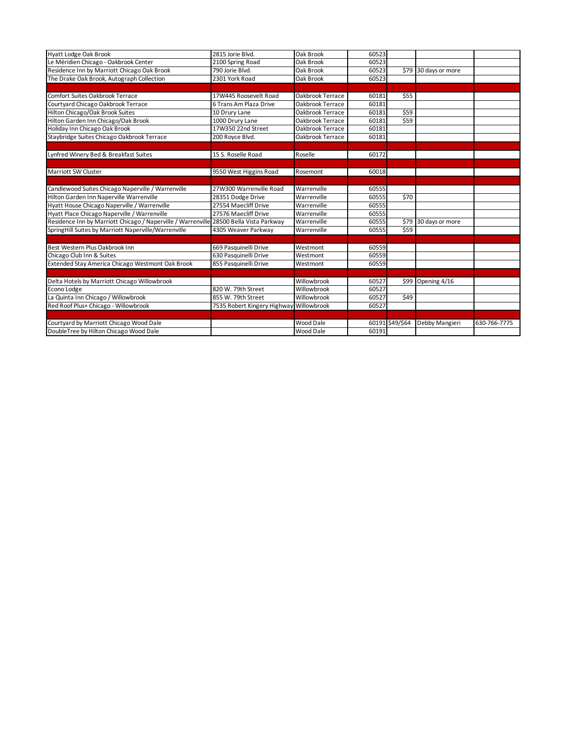| | | | | | | |
|---|---|---|---|---|---|---|
| Hyatt Lodge Oak Brook | 2815 Jorie Blvd. | Oak Brook | 60523 | | | |
| Le Méridien Chicago - Oakbrook Center | 2100 Spring Road | Oak Brook | 60523 | | | |
| Residence Inn by Marriott Chicago Oak Brook | 790 Jorie Blvd. | Oak Brook | 60523 | $79 | 30 days or more | |
| The Drake Oak Brook, Autograph Collection | 2301 York Road | Oak Brook | 60523 | | | |
| | | | | | | |
| Comfort Suites Oakbrook Terrace | 17W445 Roosevelt Road | Oakbrook Terrace | 60181 | $55 | | |
| Courtyard Chicago Oakbrook Terrace | 6 Trans Am Plaza Drive | Oakbrook Terrace | 60181 | | | |
| Hilton Chicago/Oak Brook Suites | 10 Drury Lane | Oakbrook Terrace | 60181 | $59 | | |
| Hilton Garden Inn Chicago/Oak Brook | 1000 Drury Lane | Oakbrook Terrace | 60181 | $59 | | |
| Holiday Inn Chicago Oak Brook | 17W350 22nd Street | Oakbrook Terrace | 60181 | | | |
| Staybridge Suites Chicago Oakbrook Terrace | 200 Royce Blvd. | Oakbrook Terrace | 60181 | | | |
| | | | | | | |
| Lynfred Winery Bed & Breakfast Suites | 15 S. Roselle Road | Roselle | 60172 | | | |
| | | | | | | |
| Marriott SW Cluster | 9550 West Higgins Road | Rosemont | 60018 | | | |
| | | | | | | |
| Candlewood Suites Chicago Naperville / Warrenville | 27W300 Warrenville Road | Warrenville | 60555 | | | |
| Hilton Garden Inn Naperville Warrenville | 28351 Dodge Drive | Warrenville | 60555 | $70 | | |
| Hyatt House Chicago Naperville / Warrenville | 27554 Maecliff Drive | Warrenville | 60555 | | | |
| Hyatt Place Chicago Naperville / Warrenville | 27576 Maecliff Drive | Warrenville | 60555 | | | |
| Residence Inn by Marriott Chicago / Naperville / Warrenville | 28500 Bella Vista Parkway | Warrenville | 60555 | $79 | 30 days or more | |
| SpringHill Suites by Marriott Naperville/Warrenville | 4305 Weaver Parkway | Warrenville | 60555 | $59 | | |
| | | | | | | |
| Best Western Plus Oakbrook Inn | 669 Pasquinelli Drive | Westmont | 60559 | | | |
| Chicago Club Inn & Suites | 630 Pasquinelli Drive | Westmont | 60559 | | | |
| Extended Stay America Chicago Westmont Oak Brook | 855 Pasquinelli Drive | Westmont | 60559 | | | |
| | | | | | | |
| Delta Hotels by Marriott Chicago Willowbrook | | Willowbrook | 60527 | $99 | Opening 4/16 | |
| Econo Lodge | 820 W. 79th Street | Willowbrook | 60527 | | | |
| La Quinta Inn Chicago / Willowbrook | 855 W. 79th Street | Willowbrook | 60527 | $49 | | |
| Red Roof Plus+ Chicago - Willowbrook | 7535 Robert Kingery Highway | Willowbrook | 60527 | | | |
| | | | | | | |
| Courtyard by Marriott Chicago Wood Dale | | Wood Dale | 60191 | $49/$64 | Debby Mangieri | 630-766-7775 |
| DoubleTree by Hilton Chicago Wood Dale | | Wood Dale | 60191 | | | |